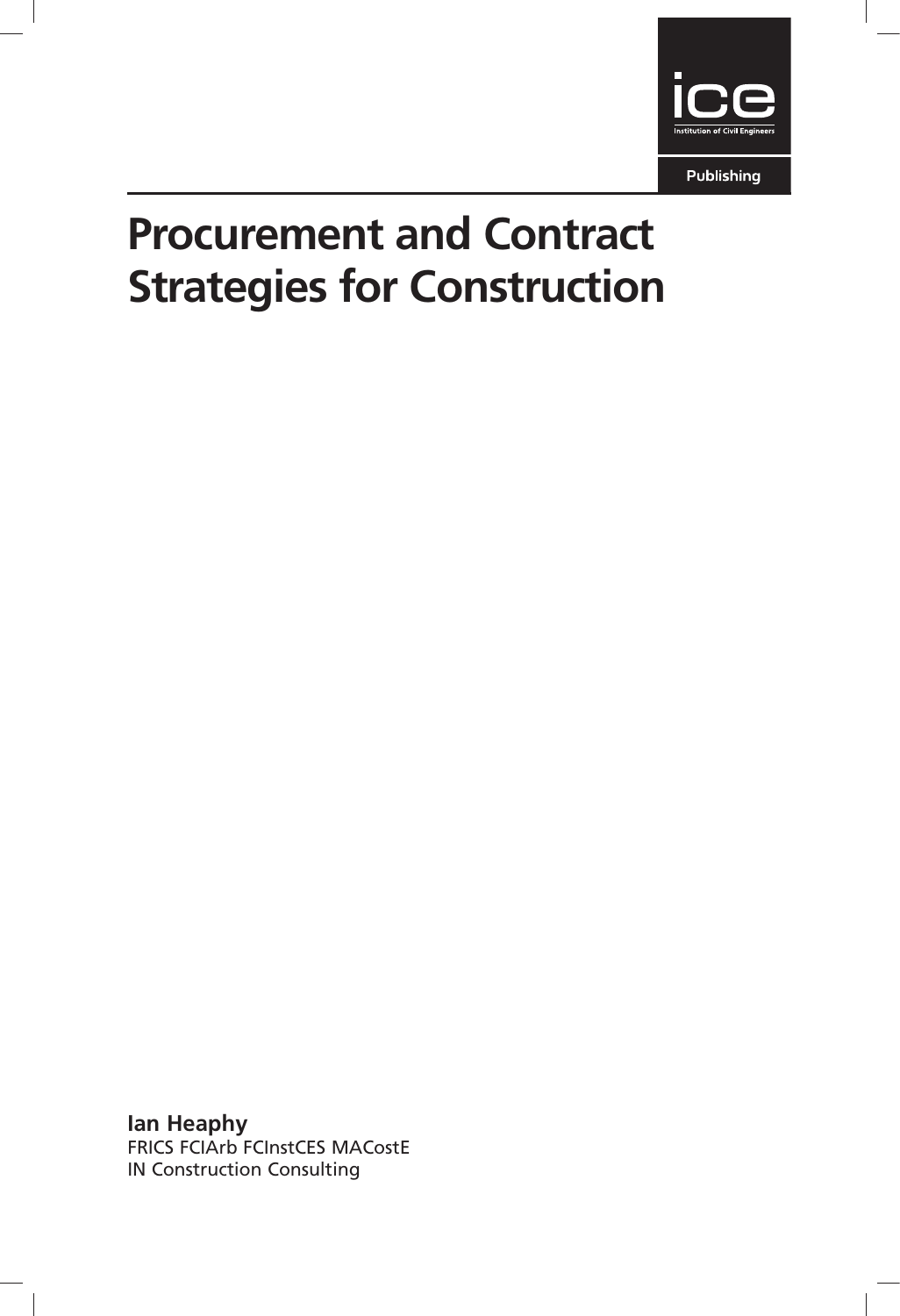ice

Institution of Civil Engineers

Publishing

# Procurement and Contract Strategies for Construction

**Ian Heaphy**
FRICS FCIArb FCInstCES MACostE
IN Construction Consulting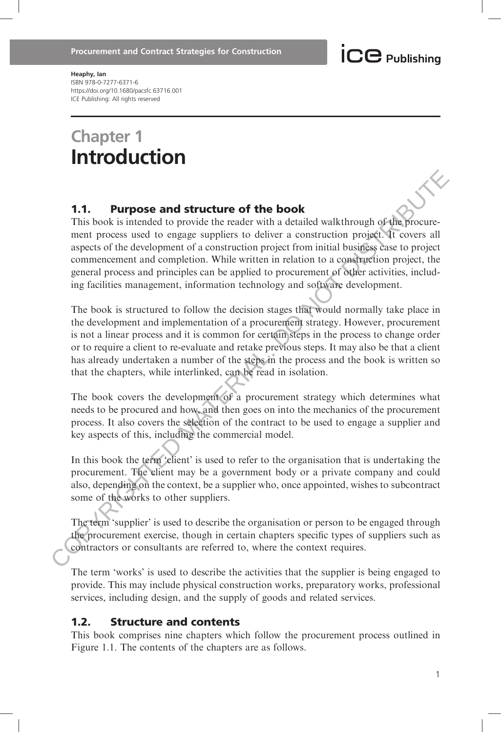Heaphy, Ian
ISBN 978-0-7277-6371-6
https://doi.org/10.1680/pacsfc.63716.001
ICE Publishing: All rights reserved

# Chapter 1
# Introduction

## 1.1. Purpose and structure of the book

This book is intended to provide the reader with a detailed walkthrough of the procurement process used to engage suppliers to deliver a construction project. It covers all aspects of the development of a construction project from initial business case to project commencement and completion. While written in relation to a construction project, the general process and principles can be applied to procurement of other activities, including facilities management, information technology and software development.

The book is structured to follow the decision stages that would normally take place in the development and implementation of a procurement strategy. However, procurement is not a linear process and it is common for certain steps in the process to change order or to require a client to re-evaluate and retake previous steps. It may also be that a client has already undertaken a number of the steps in the process and the book is written so that the chapters, while interlinked, can be read in isolation.

The book covers the development of a procurement strategy which determines what needs to be procured and how, and then goes on into the mechanics of the procurement process. It also covers the selection of the contract to be used to engage a supplier and key aspects of this, including the commercial model.

In this book the term 'client' is used to refer to the organisation that is undertaking the procurement. The client may be a government body or a private company and could also, depending on the context, be a supplier who, once appointed, wishes to subcontract some of the works to other suppliers.

The term 'supplier' is used to describe the organisation or person to be engaged through the procurement exercise, though in certain chapters specific types of suppliers such as contractors or consultants are referred to, where the context requires.

The term 'works' is used to describe the activities that the supplier is being engaged to provide. This may include physical construction works, preparatory works, professional services, including design, and the supply of goods and related services.

## 1.2. Structure and contents

This book comprises nine chapters which follow the procurement process outlined in Figure 1.1. The contents of the chapters are as follows.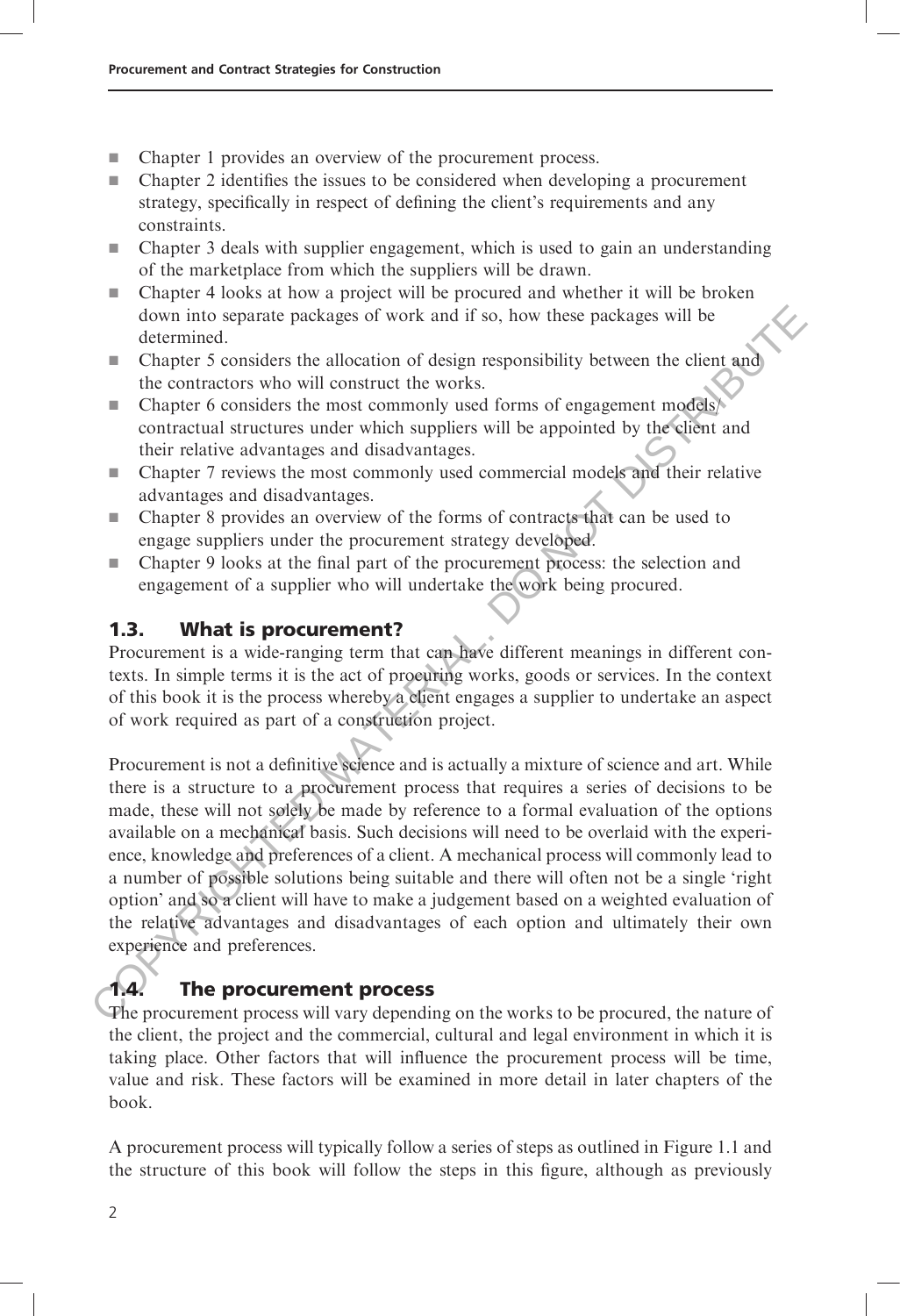- Chapter 1 provides an overview of the procurement process.
- Chapter 2 identifies the issues to be considered when developing a procurement strategy, specifically in respect of defining the client's requirements and any constraints.
- Chapter 3 deals with supplier engagement, which is used to gain an understanding of the marketplace from which the suppliers will be drawn.
- Chapter 4 looks at how a project will be procured and whether it will be broken down into separate packages of work and if so, how these packages will be determined.
- Chapter 5 considers the allocation of design responsibility between the client and the contractors who will construct the works.
- Chapter 6 considers the most commonly used forms of engagement models/contractual structures under which suppliers will be appointed by the client and their relative advantages and disadvantages.
- Chapter 7 reviews the most commonly used commercial models and their relative advantages and disadvantages.
- Chapter 8 provides an overview of the forms of contracts that can be used to engage suppliers under the procurement strategy developed.
- Chapter 9 looks at the final part of the procurement process: the selection and engagement of a supplier who will undertake the work being procured.

## 1.3. What is procurement?

Procurement is a wide-ranging term that can have different meanings in different contexts. In simple terms it is the act of procuring works, goods or services. In the context of this book it is the process whereby a client engages a supplier to undertake an aspect of work required as part of a construction project.

Procurement is not a definitive science and is actually a mixture of science and art. While there is a structure to a procurement process that requires a series of decisions to be made, these will not solely be made by reference to a formal evaluation of the options available on a mechanical basis. Such decisions will need to be overlaid with the experience, knowledge and preferences of a client. A mechanical process will commonly lead to a number of possible solutions being suitable and there will often not be a single 'right option' and so a client will have to make a judgement based on a weighted evaluation of the relative advantages and disadvantages of each option and ultimately their own experience and preferences.

## 1.4. The procurement process

The procurement process will vary depending on the works to be procured, the nature of the client, the project and the commercial, cultural and legal environment in which it is taking place. Other factors that will influence the procurement process will be time, value and risk. These factors will be examined in more detail in later chapters of the book.

A procurement process will typically follow a series of steps as outlined in Figure 1.1 and the structure of this book will follow the steps in this figure, although as previously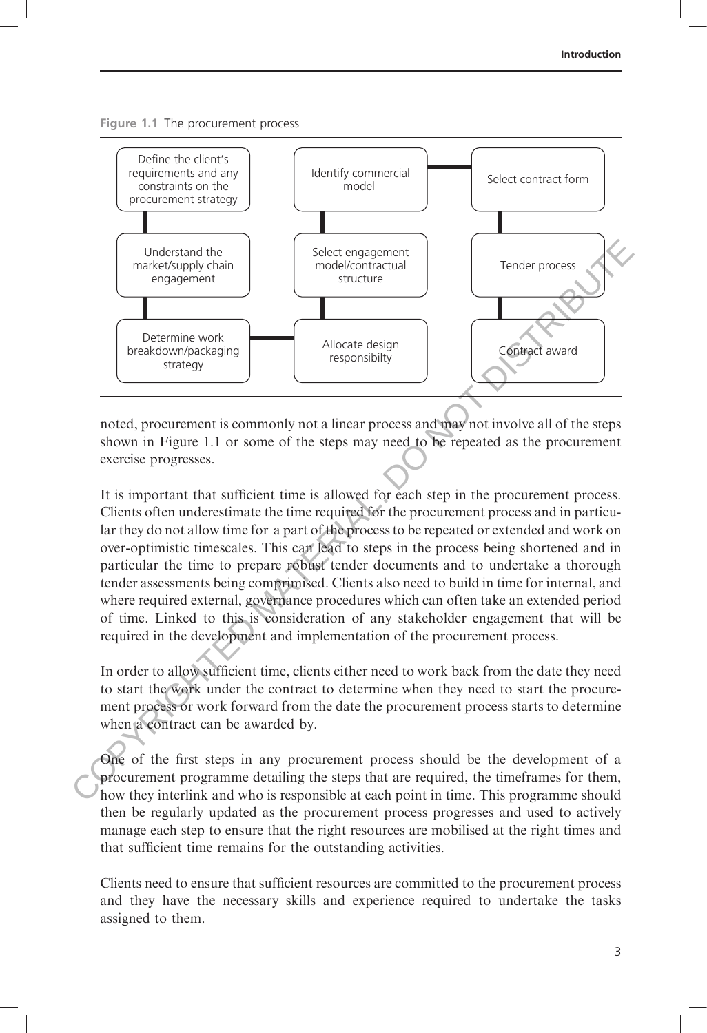**Figure 1.1** The procurement process

| | | |
|---|---|---|
| Define the client's requirements and any constraints on the procurement strategy | Identify commercial model | Select contract form |
| Understand the market/supply chain engagement | Select engagement model/contractual structure | Tender process |
| Determine work breakdown/packaging strategy | Allocate design responsibilty | Contract award |

noted, procurement is commonly not a linear process and may not involve all of the steps shown in Figure 1.1 or some of the steps may need to be repeated as the procurement exercise progresses.

It is important that sufficient time is allowed for each step in the procurement process. Clients often underestimate the time required for the procurement process and in particular they do not allow time for a part of the process to be repeated or extended and work on over-optimistic timescales. This can lead to steps in the process being shortened and in particular the time to prepare robust tender documents and to undertake a thorough tender assessments being comprimised. Clients also need to build in time for internal, and where required external, governance procedures which can often take an extended period of time. Linked to this is consideration of any stakeholder engagement that will be required in the development and implementation of the procurement process.

In order to allow sufficient time, clients either need to work back from the date they need to start the work under the contract to determine when they need to start the procurement process or work forward from the date the procurement process starts to determine when a contract can be awarded by.

One of the first steps in any procurement process should be the development of a procurement programme detailing the steps that are required, the timeframes for them, how they interlink and who is responsible at each point in time. This programme should then be regularly updated as the procurement process progresses and used to actively manage each step to ensure that the right resources are mobilised at the right times and that sufficient time remains for the outstanding activities.

Clients need to ensure that sufficient resources are committed to the procurement process and they have the necessary skills and experience required to undertake the tasks assigned to them.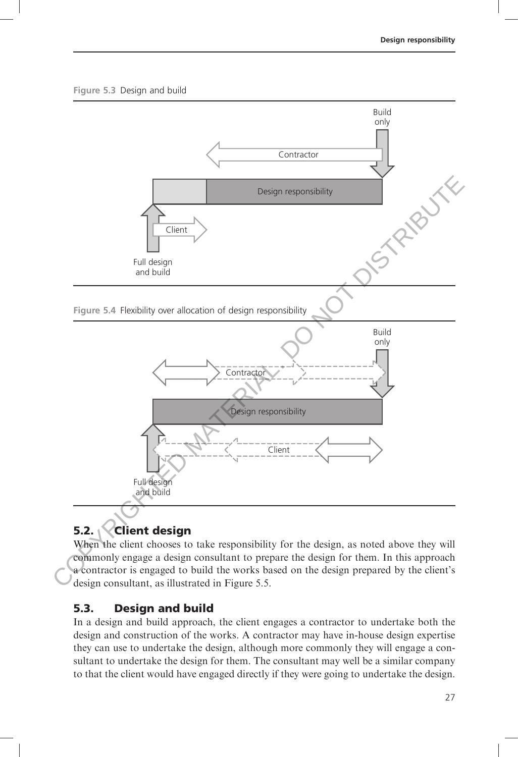Figure 5.3 Design and build

Figure 5.4 Flexibility over allocation of design responsibility

## 5.2. Client design

When the client chooses to take responsibility for the design, as noted above they will commonly engage a design consultant to prepare the design for them. In this approach a contractor is engaged to build the works based on the design prepared by the client's design consultant, as illustrated in Figure 5.5.

## 5.3. Design and build

In a design and build approach, the client engages a contractor to undertake both the design and construction of the works. A contractor may have in-house design expertise they can use to undertake the design, although more commonly they will engage a consultant to undertake the design for them. The consultant may well be a similar company to that the client would have engaged directly if they were going to undertake the design.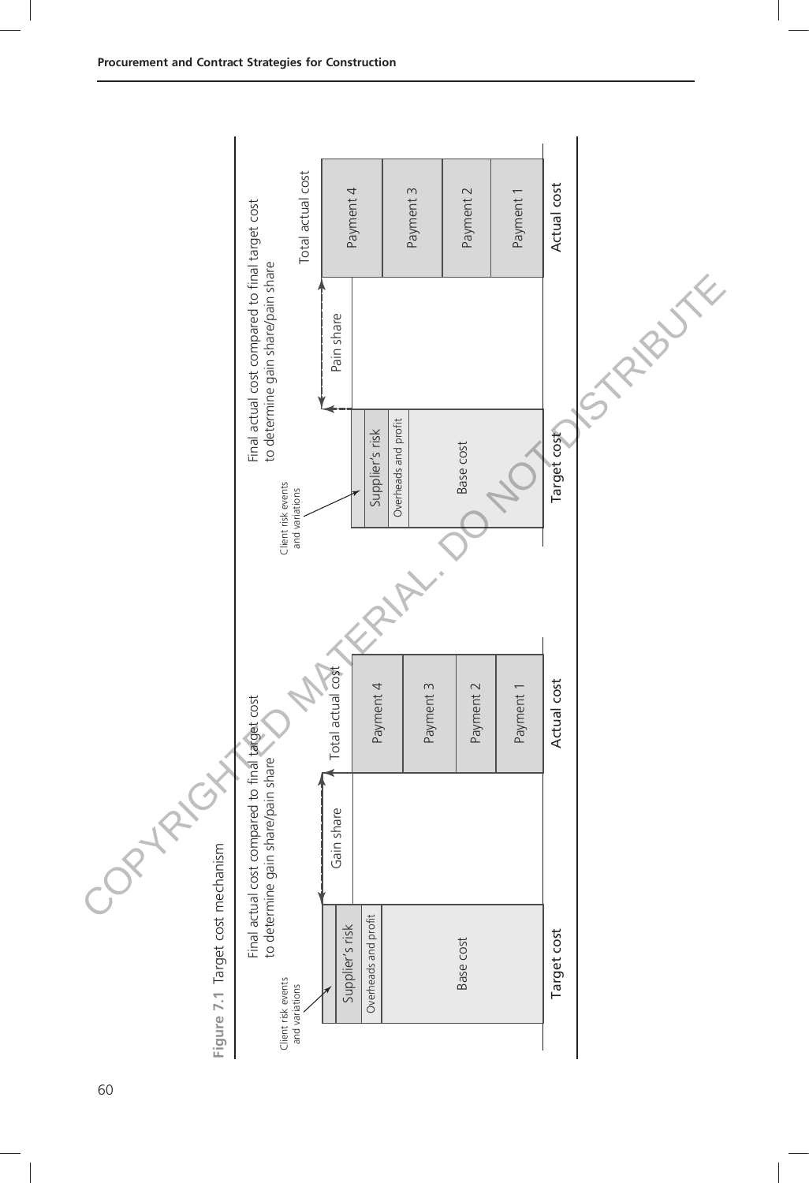**Figure 7.1** Target cost mechanism

Final actual cost compared to final target cost to determine gain share/pain share

Client risk events and variations

Supplier's risk

Overheads and profit

Base cost

Target cost

Gain share

Total actual cost

Payment 4

Payment 3

Payment 2

Payment 1

Actual cost

Final actual cost compared to final target cost to determine gain share/pain share

Client risk events and variations

Supplier's risk

Overheads and profit

Base cost

Target cost

Pain share

Total actual cost

Payment 4

Payment 3

Payment 2

Payment 1

Actual cost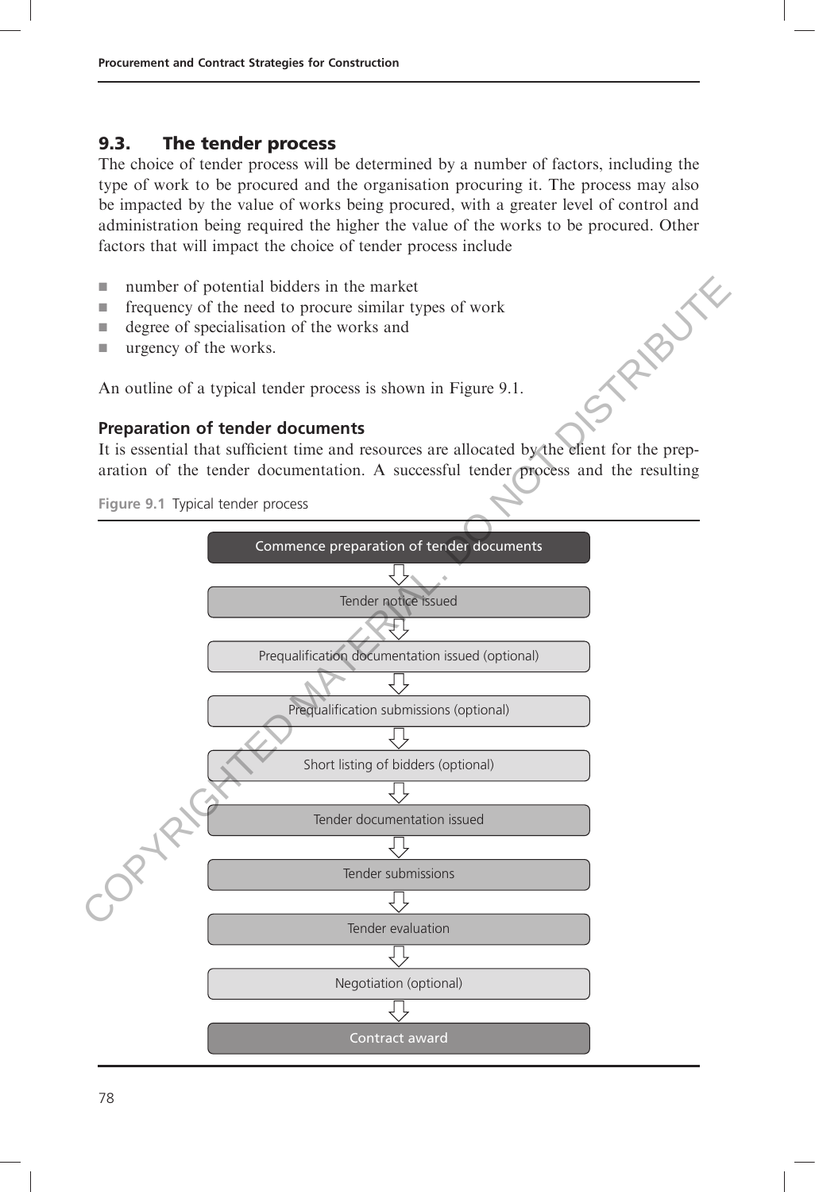## 9.3. The tender process

The choice of tender process will be determined by a number of factors, including the type of work to be procured and the organisation procuring it. The process may also be impacted by the value of works being procured, with a greater level of control and administration being required the higher the value of the works to be procured. Other factors that will impact the choice of tender process include

- number of potential bidders in the market
- frequency of the need to procure similar types of work
- degree of specialisation of the works and
- urgency of the works.

An outline of a typical tender process is shown in Figure 9.1.

### Preparation of tender documents

It is essential that sufficient time and resources are allocated by the client for the preparation of the tender documentation. A successful tender process and the resulting

Figure 9.1 Typical tender process

Commence preparation of tender documents

Tender notice issued

Prequalification documentation issued (optional)

Prequalification submissions (optional)

Short listing of bidders (optional)

Tender documentation issued

Tender submissions

Tender evaluation

Negotiation (optional)

Contract award